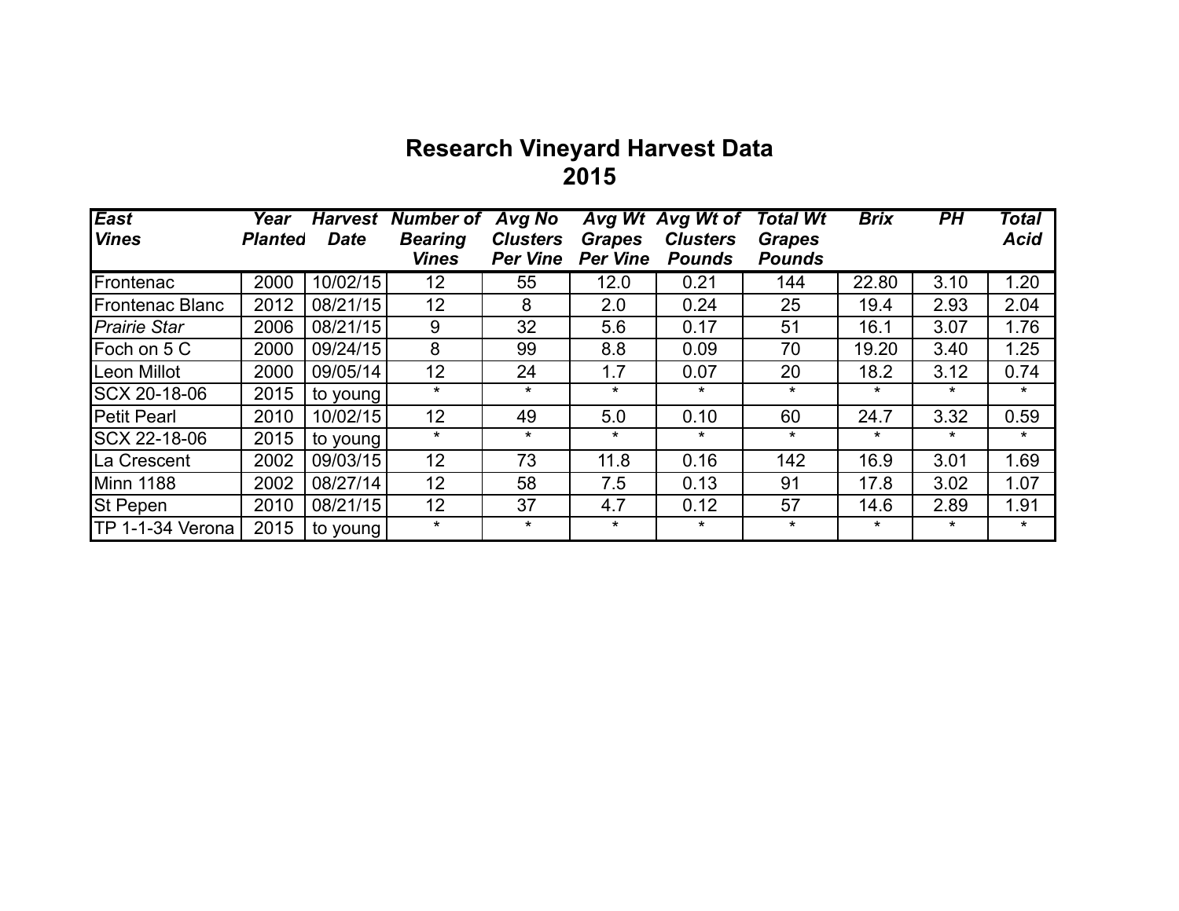# Research Vineyard Harvest Data
## 2015

| *East Vines* | *Year Planted* | *Harvest Date* | *Number of Bearing Vines* | *Avg No Clusters Per Vine* | *Avg Wt Grapes Per Vine* | *Avg Wt of Clusters Pounds* | *Total Wt Grapes Pounds* | *Brix* | *PH* | *Total Acid* |
|---|---|---|---|---|---|---|---|---|---|---|
| Frontenac | 2000 | 10/02/15 | 12 | 55 | 12.0 | 0.21 | 144 | 22.80 | 3.10 | 1.20 |
| Frontenac Blanc | 2012 | 08/21/15 | 12 | 8 | 2.0 | 0.24 | 25 | 19.4 | 2.93 | 2.04 |
| *Prairie Star* | 2006 | 08/21/15 | 9 | 32 | 5.6 | 0.17 | 51 | 16.1 | 3.07 | 1.76 |
| Foch on 5 C | 2000 | 09/24/15 | 8 | 99 | 8.8 | 0.09 | 70 | 19.20 | 3.40 | 1.25 |
| Leon Millot | 2000 | 09/05/14 | 12 | 24 | 1.7 | 0.07 | 20 | 18.2 | 3.12 | 0.74 |
| SCX 20-18-06 | 2015 | to young | * | * | * | * | * | * | * | * |
| Petit Pearl | 2010 | 10/02/15 | 12 | 49 | 5.0 | 0.10 | 60 | 24.7 | 3.32 | 0.59 |
| SCX 22-18-06 | 2015 | to young | * | * | * | * | * | * | * | * |
| La Crescent | 2002 | 09/03/15 | 12 | 73 | 11.8 | 0.16 | 142 | 16.9 | 3.01 | 1.69 |
| Minn 1188 | 2002 | 08/27/14 | 12 | 58 | 7.5 | 0.13 | 91 | 17.8 | 3.02 | 1.07 |
| St Pepen | 2010 | 08/21/15 | 12 | 37 | 4.7 | 0.12 | 57 | 14.6 | 2.89 | 1.91 |
| TP 1-1-34 Verona | 2015 | to young | * | * | * | * | * | * | * | * |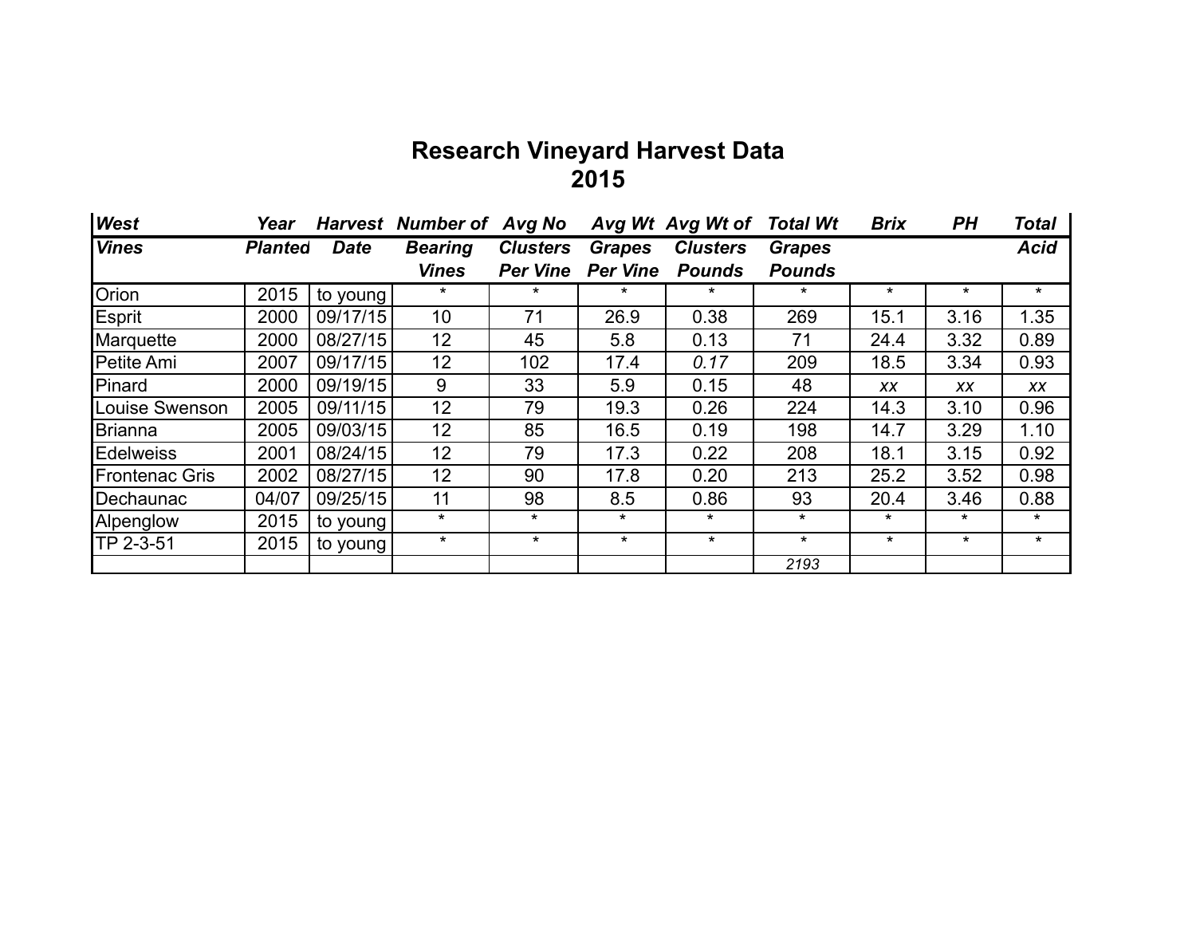# Research Vineyard Harvest Data
## 2015

| *West Vines* | *Year Planted* | *Harvest Date* | *Number of Bearing Vines* | *Avg No Clusters Per Vine* | *Avg Wt Grapes Per Vine* | *Avg Wt of Clusters Pounds* | *Total Wt Grapes Pounds* | *Brix* | *PH* | *Total Acid* |
|---|---|---|---|---|---|---|---|---|---|---|
| Orion | 2015 | to young | * | * | * | * | * | * | * | * |
| Esprit | 2000 | 09/17/15 | 10 | 71 | 26.9 | 0.38 | 269 | 15.1 | 3.16 | 1.35 |
| Marquette | 2000 | 08/27/15 | 12 | 45 | 5.8 | 0.13 | 71 | 24.4 | 3.32 | 0.89 |
| Petite Ami | 2007 | 09/17/15 | 12 | 102 | 17.4 | *0.17* | 209 | 18.5 | 3.34 | 0.93 |
| Pinard | 2000 | 09/19/15 | 9 | 33 | 5.9 | 0.15 | 48 | *xx* | *xx* | *xx* |
| Louise Swenson | 2005 | 09/11/15 | 12 | 79 | 19.3 | 0.26 | 224 | 14.3 | 3.10 | 0.96 |
| Brianna | 2005 | 09/03/15 | 12 | 85 | 16.5 | 0.19 | 198 | 14.7 | 3.29 | 1.10 |
| Edelweiss | 2001 | 08/24/15 | 12 | 79 | 17.3 | 0.22 | 208 | 18.1 | 3.15 | 0.92 |
| Frontenac Gris | 2002 | 08/27/15 | 12 | 90 | 17.8 | 0.20 | 213 | 25.2 | 3.52 | 0.98 |
| Dechaunac | 04/07 | 09/25/15 | 11 | 98 | 8.5 | 0.86 | 93 | 20.4 | 3.46 | 0.88 |
| Alpenglow | 2015 | to young | * | * | * | * | * | * | * | * |
| TP 2-3-51 | 2015 | to young | * | * | * | * | * | * | * | * |
| | | | | | | | *2193* | | | |